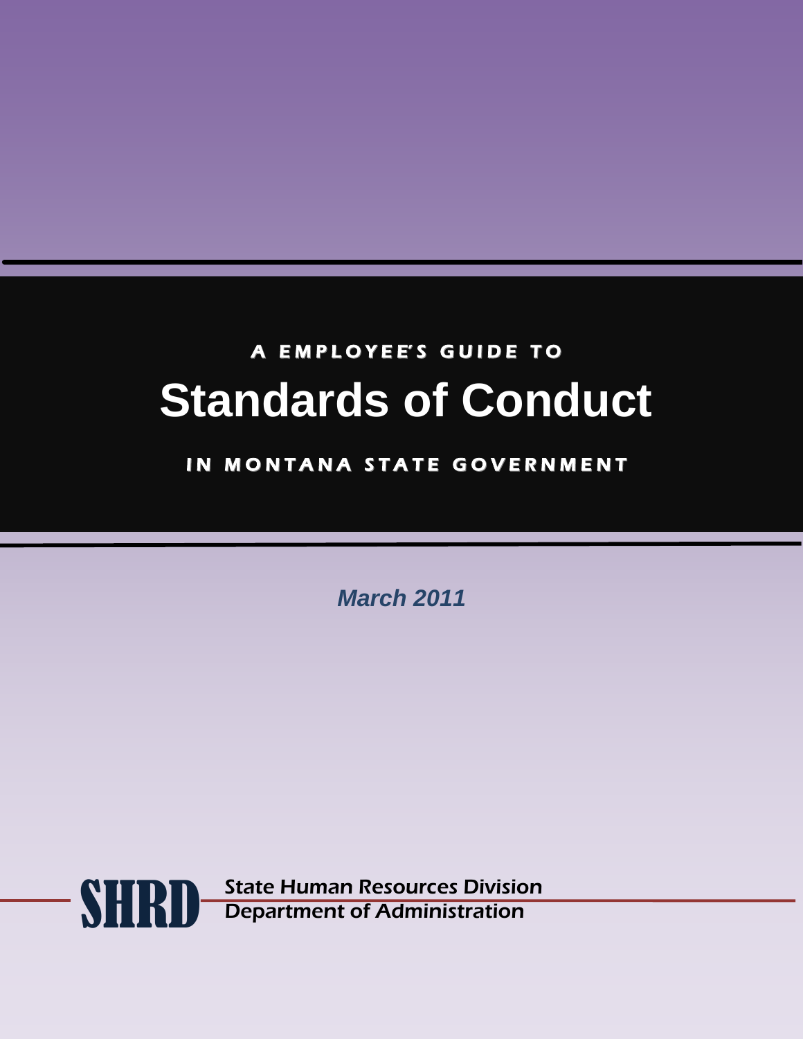A EMPLOYEE'S GUIDE TO

# Standards of Conduct

IN MONTANA STATE GOVERNMENT

*March 2011*

SHRD

State Human Resources Division
Department of Administration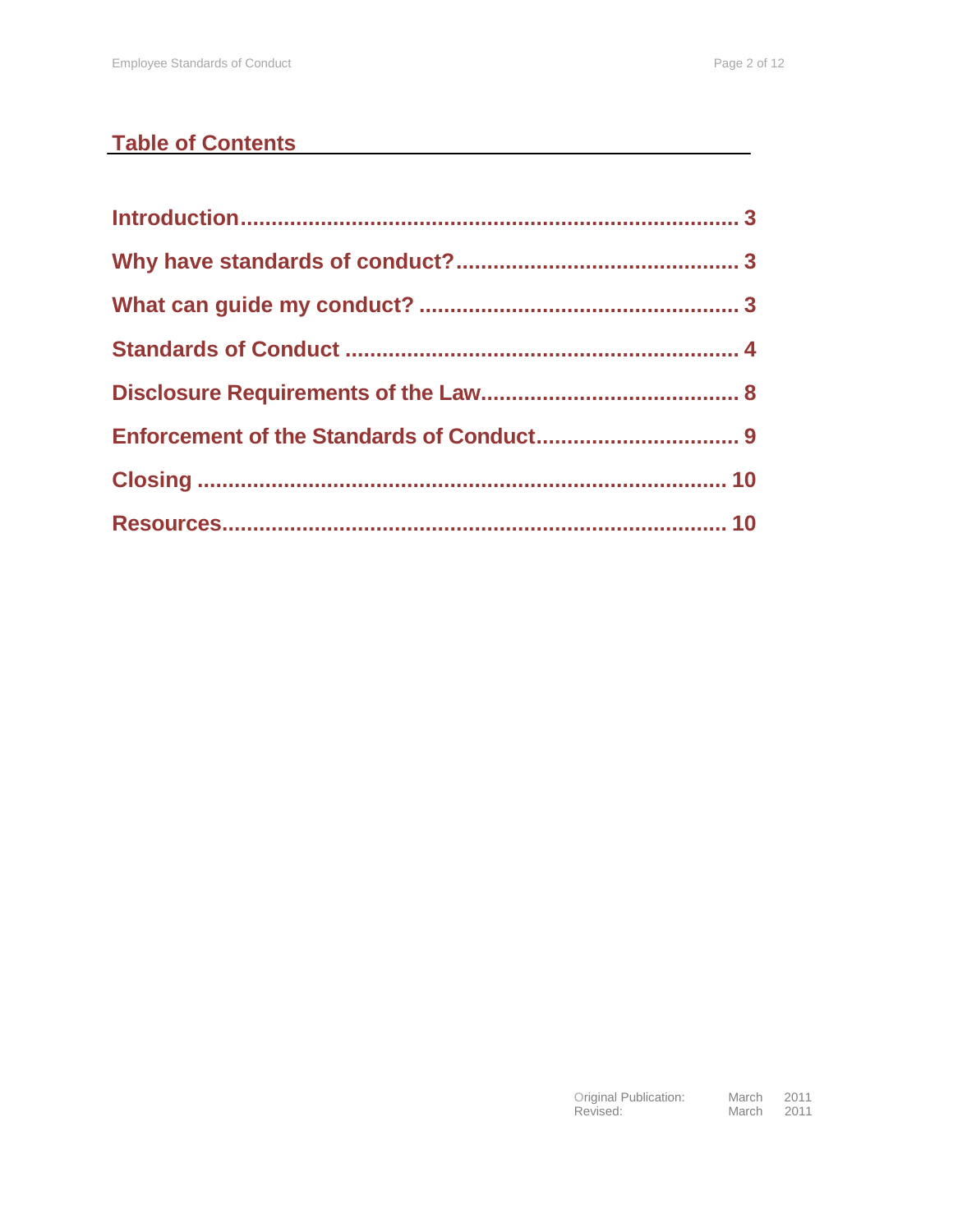## Table of Contents

| | |
|---|---|
| **Introduction** | **3** |
| **Why have standards of conduct?** | **3** |
| **What can guide my conduct?** | **3** |
| **Standards of Conduct** | **4** |
| **Disclosure Requirements of the Law** | **8** |
| **Enforcement of the Standards of Conduct** | **9** |
| **Closing** | **10** |
| **Resources** | **10** |

| | | |
|---|---|---|
| Original Publication: | March | 2011 |
| Revised: | March | 2011 |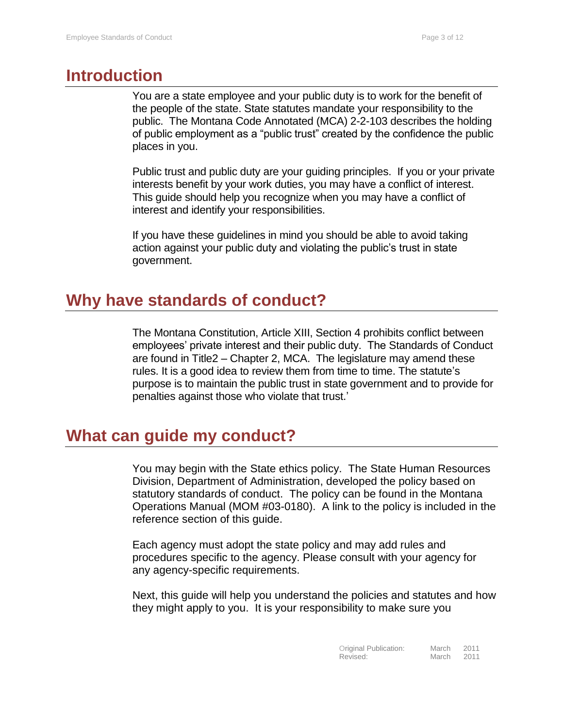## Introduction

You are a state employee and your public duty is to work for the benefit of the people of the state. State statutes mandate your responsibility to the public. The Montana Code Annotated (MCA) 2-2-103 describes the holding of public employment as a "public trust" created by the confidence the public places in you.

Public trust and public duty are your guiding principles. If you or your private interests benefit by your work duties, you may have a conflict of interest. This guide should help you recognize when you may have a conflict of interest and identify your responsibilities.

If you have these guidelines in mind you should be able to avoid taking action against your public duty and violating the public's trust in state government.

## Why have standards of conduct?

The Montana Constitution, Article XIII, Section 4 prohibits conflict between employees' private interest and their public duty. The Standards of Conduct are found in Title2 – Chapter 2, MCA. The legislature may amend these rules. It is a good idea to review them from time to time. The statute's purpose is to maintain the public trust in state government and to provide for penalties against those who violate that trust.'

## What can guide my conduct?

You may begin with the State ethics policy. The State Human Resources Division, Department of Administration, developed the policy based on statutory standards of conduct. The policy can be found in the Montana Operations Manual (MOM #03-0180). A link to the policy is included in the reference section of this guide.

Each agency must adopt the state policy and may add rules and procedures specific to the agency. Please consult with your agency for any agency-specific requirements.

Next, this guide will help you understand the policies and statutes and how they might apply to you. It is your responsibility to make sure you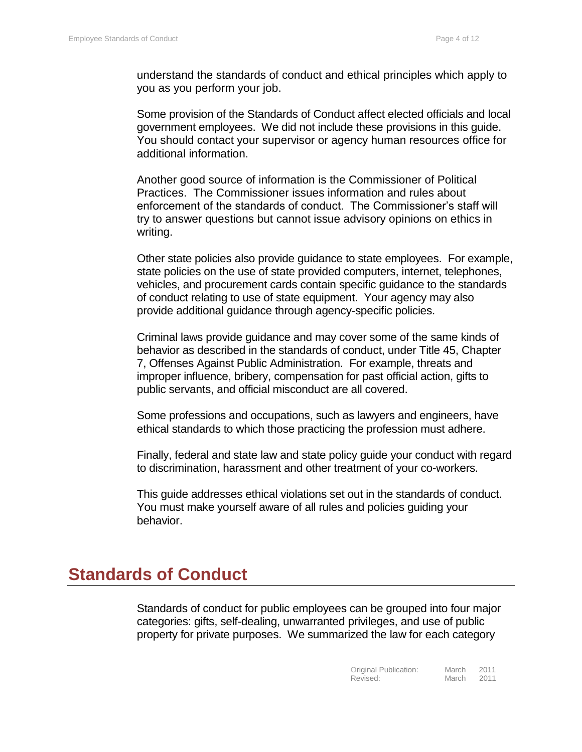understand the standards of conduct and ethical principles which apply to you as you perform your job.

Some provision of the Standards of Conduct affect elected officials and local government employees. We did not include these provisions in this guide. You should contact your supervisor or agency human resources office for additional information.

Another good source of information is the Commissioner of Political Practices. The Commissioner issues information and rules about enforcement of the standards of conduct. The Commissioner's staff will try to answer questions but cannot issue advisory opinions on ethics in writing.

Other state policies also provide guidance to state employees. For example, state policies on the use of state provided computers, internet, telephones, vehicles, and procurement cards contain specific guidance to the standards of conduct relating to use of state equipment. Your agency may also provide additional guidance through agency-specific policies.

Criminal laws provide guidance and may cover some of the same kinds of behavior as described in the standards of conduct, under Title 45, Chapter 7, Offenses Against Public Administration. For example, threats and improper influence, bribery, compensation for past official action, gifts to public servants, and official misconduct are all covered.

Some professions and occupations, such as lawyers and engineers, have ethical standards to which those practicing the profession must adhere.

Finally, federal and state law and state policy guide your conduct with regard to discrimination, harassment and other treatment of your co-workers.

This guide addresses ethical violations set out in the standards of conduct. You must make yourself aware of all rules and policies guiding your behavior.

## Standards of Conduct

Standards of conduct for public employees can be grouped into four major categories: gifts, self-dealing, unwarranted privileges, and use of public property for private purposes. We summarized the law for each category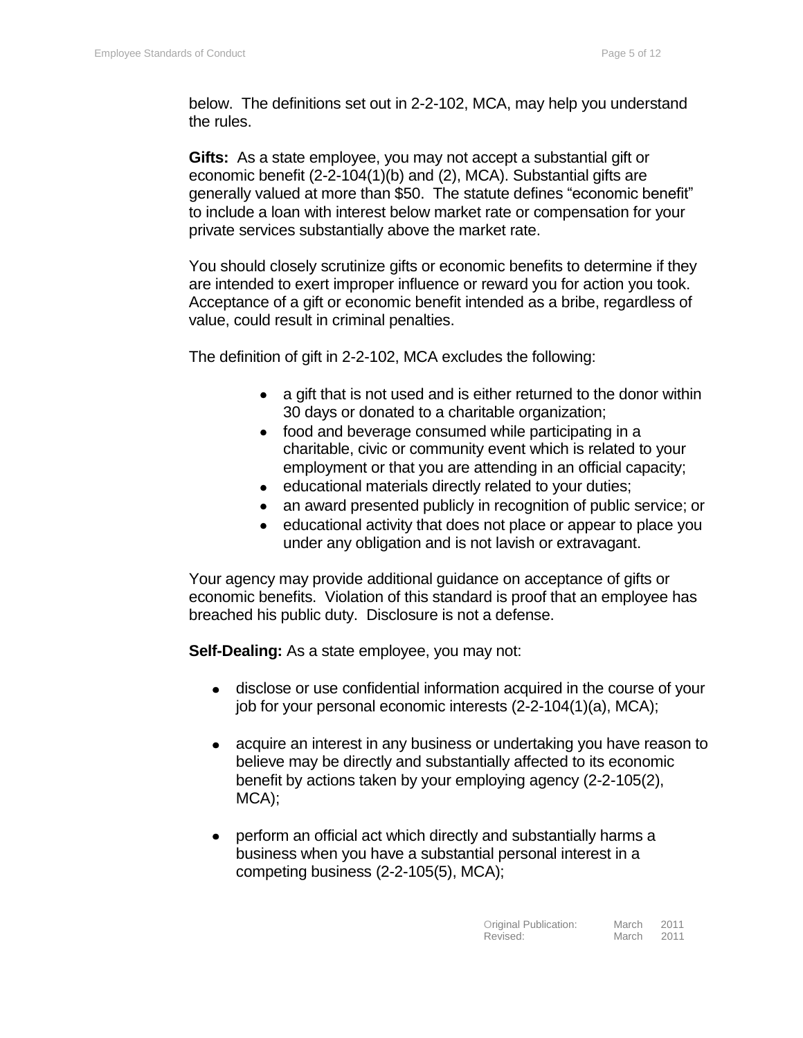below. The definitions set out in 2-2-102, MCA, may help you understand the rules.

**Gifts:** As a state employee, you may not accept a substantial gift or economic benefit (2-2-104(1)(b) and (2), MCA). Substantial gifts are generally valued at more than $50. The statute defines "economic benefit" to include a loan with interest below market rate or compensation for your private services substantially above the market rate.

You should closely scrutinize gifts or economic benefits to determine if they are intended to exert improper influence or reward you for action you took. Acceptance of a gift or economic benefit intended as a bribe, regardless of value, could result in criminal penalties.

The definition of gift in 2-2-102, MCA excludes the following:

- a gift that is not used and is either returned to the donor within 30 days or donated to a charitable organization;
- food and beverage consumed while participating in a charitable, civic or community event which is related to your employment or that you are attending in an official capacity;
- educational materials directly related to your duties;
- an award presented publicly in recognition of public service; or
- educational activity that does not place or appear to place you under any obligation and is not lavish or extravagant.

Your agency may provide additional guidance on acceptance of gifts or economic benefits. Violation of this standard is proof that an employee has breached his public duty. Disclosure is not a defense.

**Self-Dealing:** As a state employee, you may not:

- disclose or use confidential information acquired in the course of your job for your personal economic interests (2-2-104(1)(a), MCA);
- acquire an interest in any business or undertaking you have reason to believe may be directly and substantially affected to its economic benefit by actions taken by your employing agency (2-2-105(2), MCA);
- perform an official act which directly and substantially harms a business when you have a substantial personal interest in a competing business (2-2-105(5), MCA);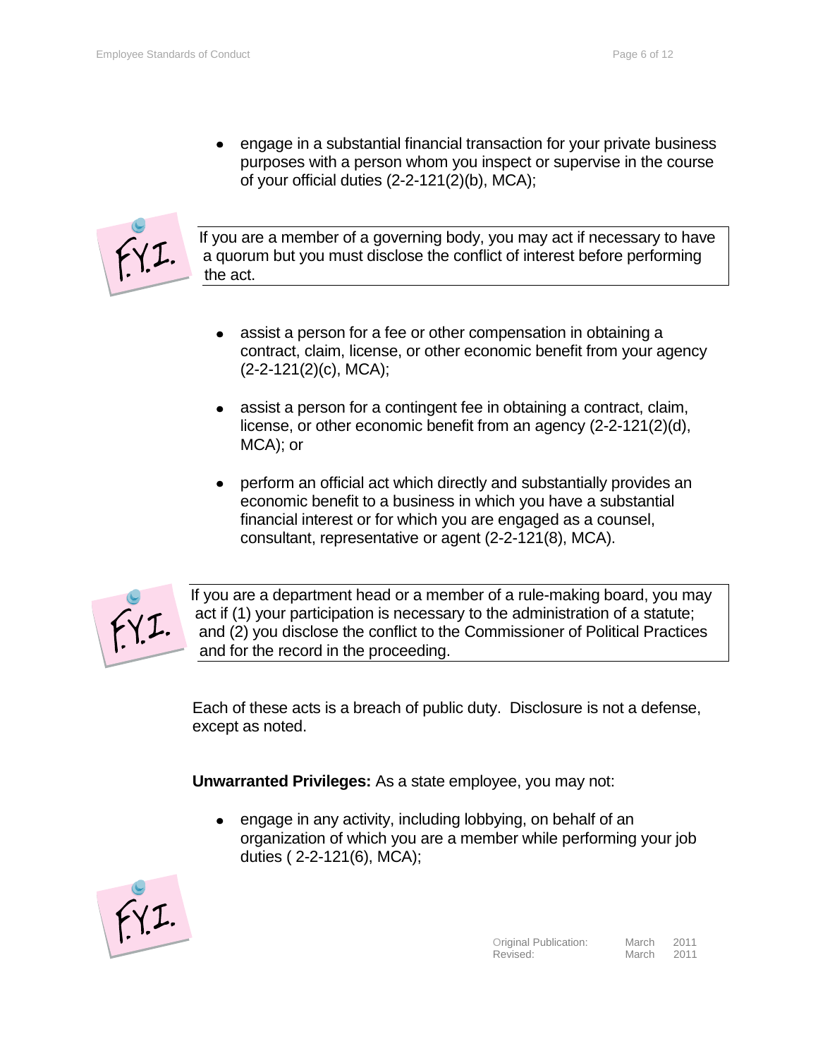- engage in a substantial financial transaction for your private business purposes with a person whom you inspect or supervise in the course of your official duties (2-2-121(2)(b), MCA);

> **F.Y.I.** If you are a member of a governing body, you may act if necessary to have a quorum but you must disclose the conflict of interest before performing the act.

- assist a person for a fee or other compensation in obtaining a contract, claim, license, or other economic benefit from your agency (2-2-121(2)(c), MCA);
- assist a person for a contingent fee in obtaining a contract, claim, license, or other economic benefit from an agency (2-2-121(2)(d), MCA); or
- perform an official act which directly and substantially provides an economic benefit to a business in which you have a substantial financial interest or for which you are engaged as a counsel, consultant, representative or agent (2-2-121(8), MCA).

> **F.Y.I.** If you are a department head or a member of a rule-making board, you may act if (1) your participation is necessary to the administration of a statute; and (2) you disclose the conflict to the Commissioner of Political Practices and for the record in the proceeding.

Each of these acts is a breach of public duty. Disclosure is not a defense, except as noted.

**Unwarranted Privileges:** As a state employee, you may not:

- engage in any activity, including lobbying, on behalf of an organization of which you are a member while performing your job duties ( 2-2-121(6), MCA);

> **F.Y.I.**

Original Publication: March 2011
Revised: March 2011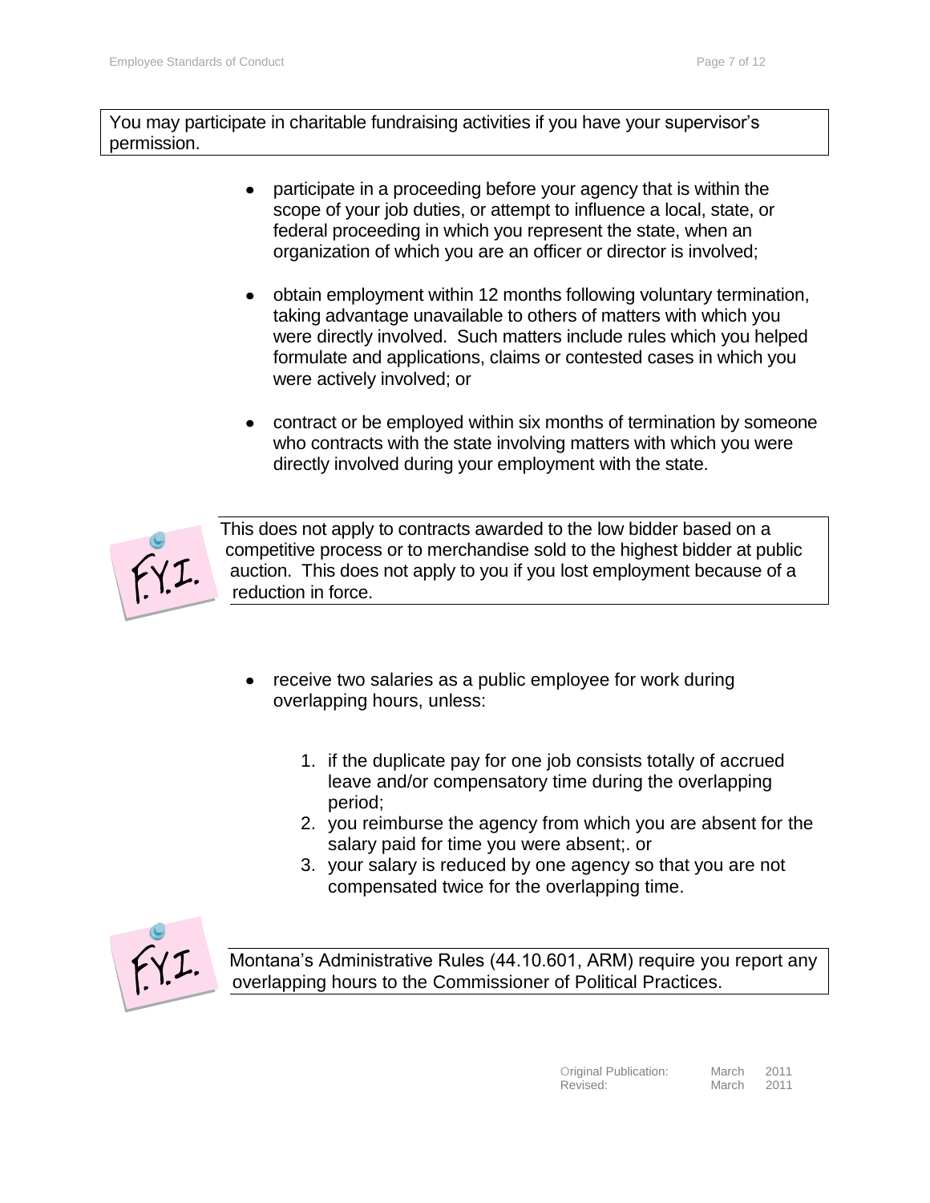You may participate in charitable fundraising activities if you have your supervisor's permission.

- participate in a proceeding before your agency that is within the scope of your job duties, or attempt to influence a local, state, or federal proceeding in which you represent the state, when an organization of which you are an officer or director is involved;
- obtain employment within 12 months following voluntary termination, taking advantage unavailable to others of matters with which you were directly involved. Such matters include rules which you helped formulate and applications, claims or contested cases in which you were actively involved; or
- contract or be employed within six months of termination by someone who contracts with the state involving matters with which you were directly involved during your employment with the state.

F.Y.I.

This does not apply to contracts awarded to the low bidder based on a competitive process or to merchandise sold to the highest bidder at public auction. This does not apply to you if you lost employment because of a reduction in force.

- receive two salaries as a public employee for work during overlapping hours, unless:

  1. if the duplicate pay for one job consists totally of accrued leave and/or compensatory time during the overlapping period;
  2. you reimburse the agency from which you are absent for the salary paid for time you were absent;. or
  3. your salary is reduced by one agency so that you are not compensated twice for the overlapping time.

F.Y.I.

Montana's Administrative Rules (44.10.601, ARM) require you report any overlapping hours to the Commissioner of Political Practices.

Original Publication: March 2011
Revised: March 2011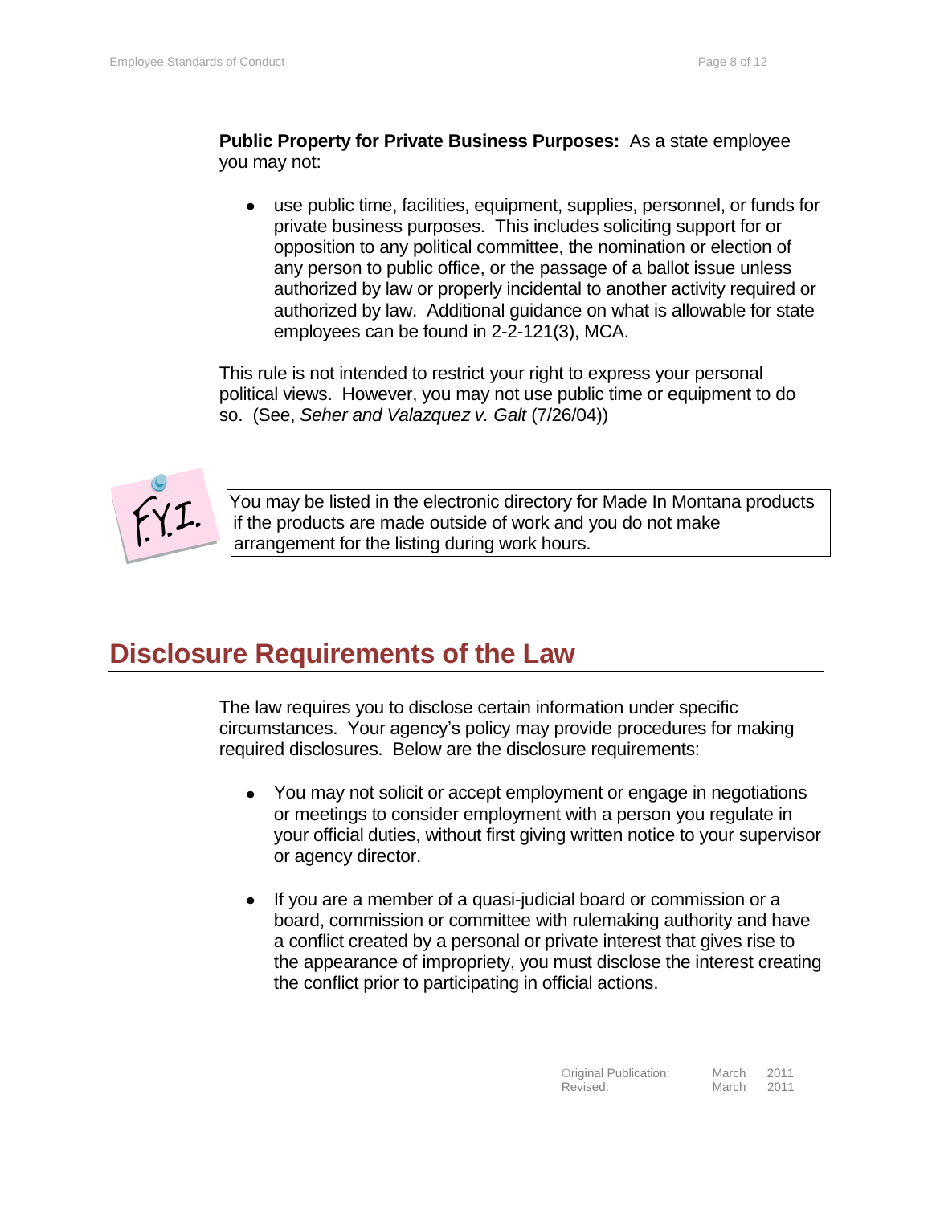**Public Property for Private Business Purposes:** As a state employee you may not:

- use public time, facilities, equipment, supplies, personnel, or funds for private business purposes. This includes soliciting support for or opposition to any political committee, the nomination or election of any person to public office, or the passage of a ballot issue unless authorized by law or properly incidental to another activity required or authorized by law. Additional guidance on what is allowable for state employees can be found in 2-2-121(3), MCA.

This rule is not intended to restrict your right to express your personal political views. However, you may not use public time or equipment to do so. (See, *Seher and Valazquez v. Galt* (7/26/04))

F.Y.I.

You may be listed in the electronic directory for Made In Montana products if the products are made outside of work and you do not make arrangement for the listing during work hours.

## Disclosure Requirements of the Law

The law requires you to disclose certain information under specific circumstances. Your agency's policy may provide procedures for making required disclosures. Below are the disclosure requirements:

- You may not solicit or accept employment or engage in negotiations or meetings to consider employment with a person you regulate in your official duties, without first giving written notice to your supervisor or agency director.

- If you are a member of a quasi-judicial board or commission or a board, commission or committee with rulemaking authority and have a conflict created by a personal or private interest that gives rise to the appearance of impropriety, you must disclose the interest creating the conflict prior to participating in official actions.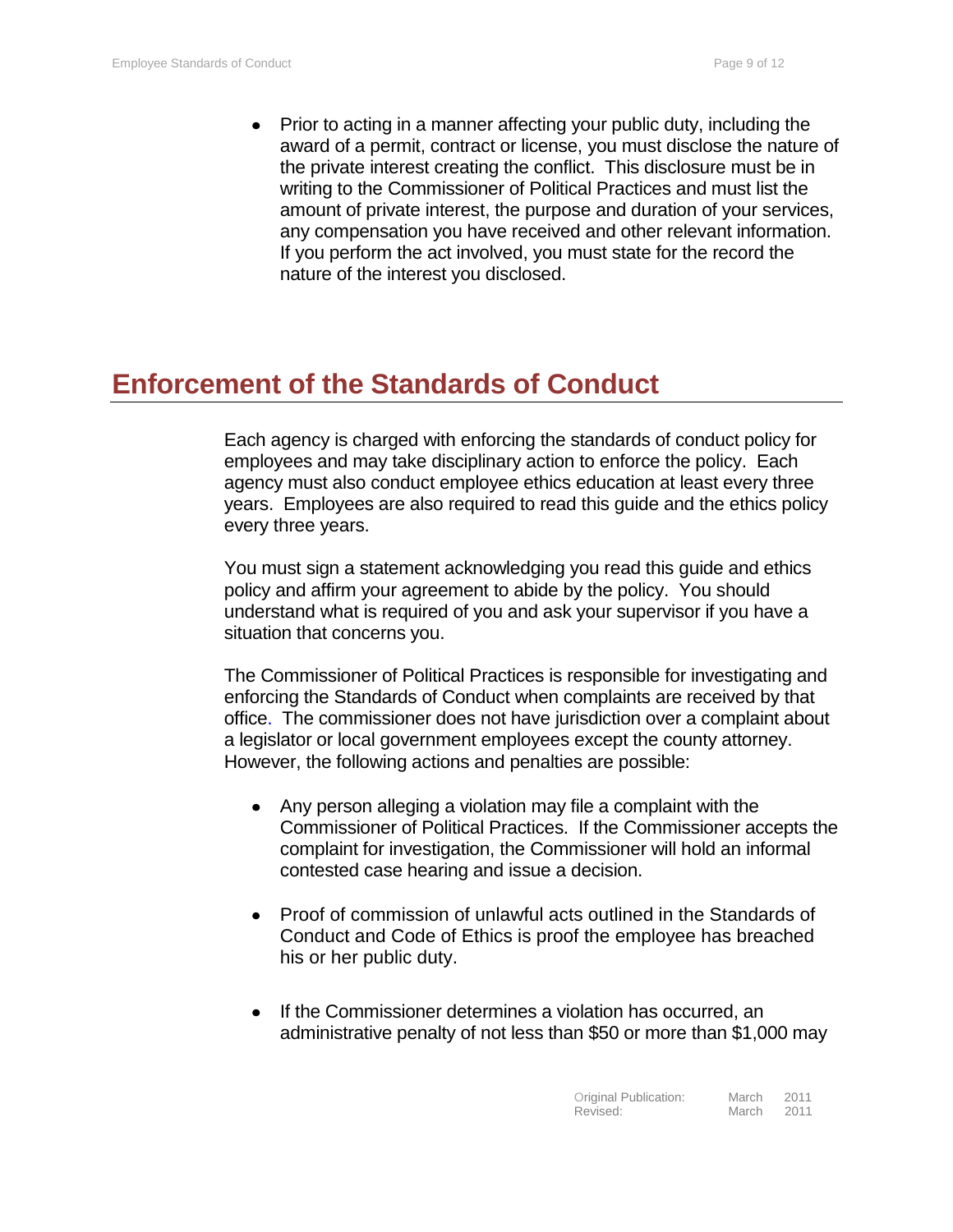- Prior to acting in a manner affecting your public duty, including the award of a permit, contract or license, you must disclose the nature of the private interest creating the conflict. This disclosure must be in writing to the Commissioner of Political Practices and must list the amount of private interest, the purpose and duration of your services, any compensation you have received and other relevant information. If you perform the act involved, you must state for the record the nature of the interest you disclosed.

## Enforcement of the Standards of Conduct

Each agency is charged with enforcing the standards of conduct policy for employees and may take disciplinary action to enforce the policy. Each agency must also conduct employee ethics education at least every three years. Employees are also required to read this guide and the ethics policy every three years.

You must sign a statement acknowledging you read this guide and ethics policy and affirm your agreement to abide by the policy. You should understand what is required of you and ask your supervisor if you have a situation that concerns you.

The Commissioner of Political Practices is responsible for investigating and enforcing the Standards of Conduct when complaints are received by that office. The commissioner does not have jurisdiction over a complaint about a legislator or local government employees except the county attorney. However, the following actions and penalties are possible:

- Any person alleging a violation may file a complaint with the Commissioner of Political Practices. If the Commissioner accepts the complaint for investigation, the Commissioner will hold an informal contested case hearing and issue a decision.

- Proof of commission of unlawful acts outlined in the Standards of Conduct and Code of Ethics is proof the employee has breached his or her public duty.

- If the Commissioner determines a violation has occurred, an administrative penalty of not less than $50 or more than $1,000 may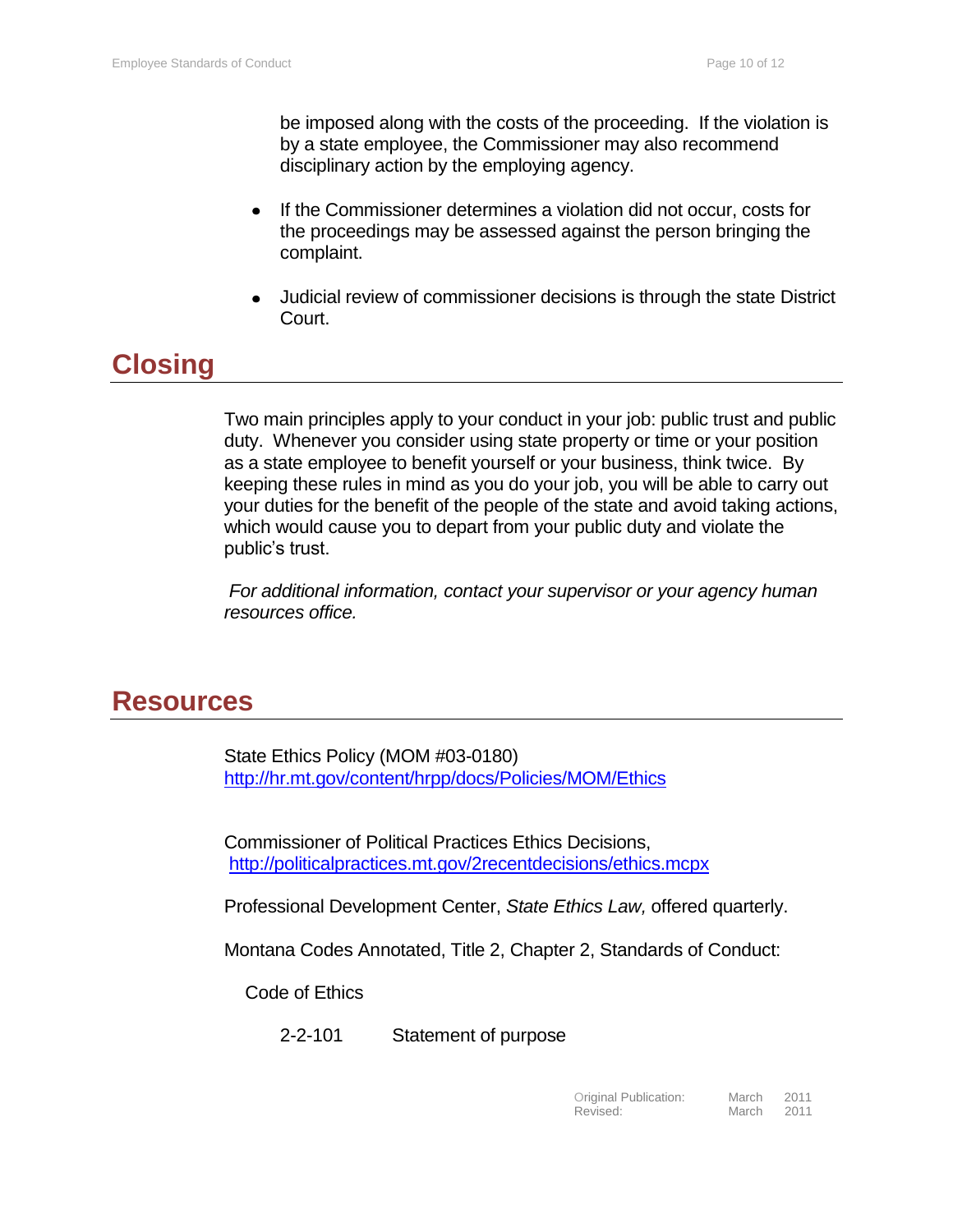be imposed along with the costs of the proceeding. If the violation is by a state employee, the Commissioner may also recommend disciplinary action by the employing agency.

- If the Commissioner determines a violation did not occur, costs for the proceedings may be assessed against the person bringing the complaint.
- Judicial review of commissioner decisions is through the state District Court.

## Closing

Two main principles apply to your conduct in your job: public trust and public duty. Whenever you consider using state property or time or your position as a state employee to benefit yourself or your business, think twice. By keeping these rules in mind as you do your job, you will be able to carry out your duties for the benefit of the people of the state and avoid taking actions, which would cause you to depart from your public duty and violate the public's trust.

*For additional information, contact your supervisor or your agency human resources office.*

## Resources

State Ethics Policy (MOM #03-0180)
http://hr.mt.gov/content/hrpp/docs/Policies/MOM/Ethics

Commissioner of Political Practices Ethics Decisions,
http://politicalpractices.mt.gov/2recentdecisions/ethics.mcpx

Professional Development Center, *State Ethics Law,* offered quarterly.

Montana Codes Annotated, Title 2, Chapter 2, Standards of Conduct:

Code of Ethics

2-2-101 Statement of purpose

Original Publication: March 2011
Revised: March 2011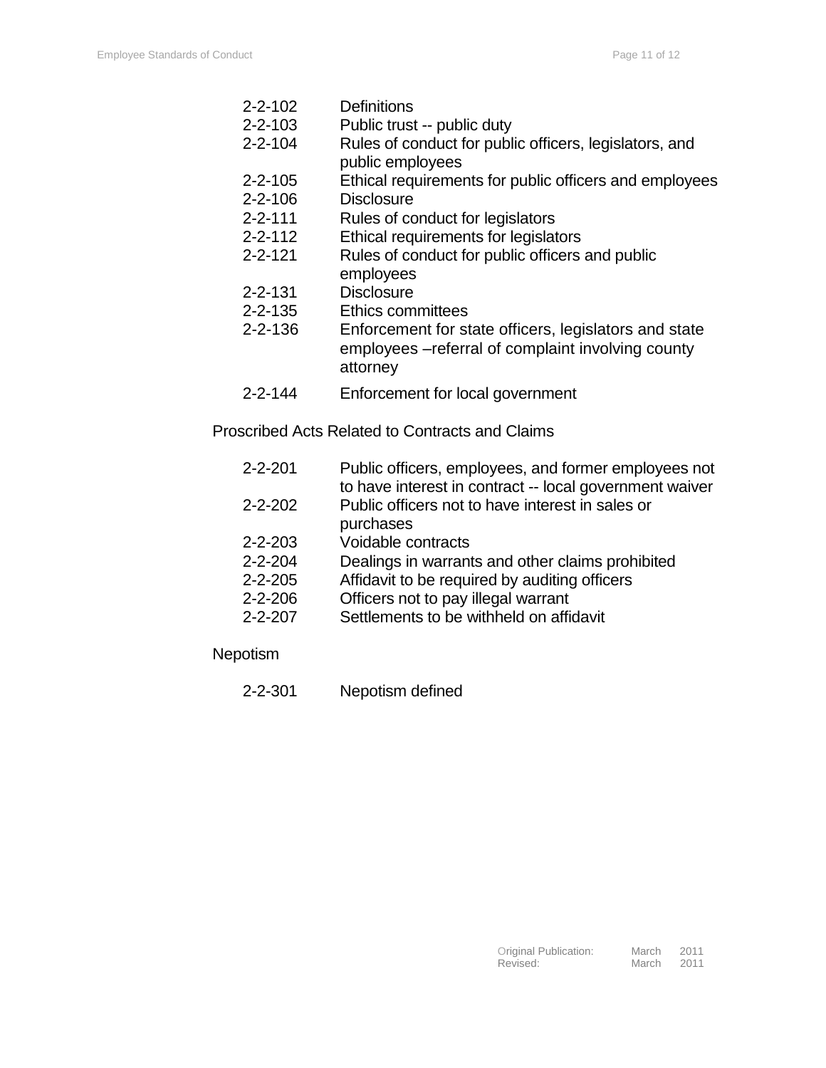| | |
|---|---|
| 2-2-102 | Definitions |
| 2-2-103 | Public trust -- public duty |
| 2-2-104 | Rules of conduct for public officers, legislators, and public employees |
| 2-2-105 | Ethical requirements for public officers and employees |
| 2-2-106 | Disclosure |
| 2-2-111 | Rules of conduct for legislators |
| 2-2-112 | Ethical requirements for legislators |
| 2-2-121 | Rules of conduct for public officers and public employees |
| 2-2-131 | Disclosure |
| 2-2-135 | Ethics committees |
| 2-2-136 | Enforcement for state officers, legislators and state employees –referral of complaint involving county attorney |
| 2-2-144 | Enforcement for local government |

Proscribed Acts Related to Contracts and Claims

| | |
|---|---|
| 2-2-201 | Public officers, employees, and former employees not to have interest in contract -- local government waiver |
| 2-2-202 | Public officers not to have interest in sales or purchases |
| 2-2-203 | Voidable contracts |
| 2-2-204 | Dealings in warrants and other claims prohibited |
| 2-2-205 | Affidavit to be required by auditing officers |
| 2-2-206 | Officers not to pay illegal warrant |
| 2-2-207 | Settlements to be withheld on affidavit |

Nepotism

| | |
|---|---|
| 2-2-301 | Nepotism defined |

Original Publication: March 2011
Revised: March 2011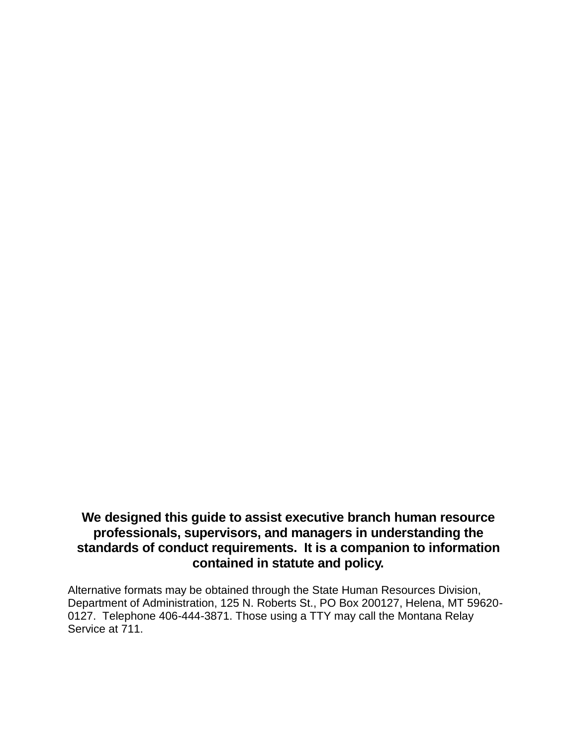**We designed this guide to assist executive branch human resource professionals, supervisors, and managers in understanding the standards of conduct requirements. It is a companion to information contained in statute and policy.**

Alternative formats may be obtained through the State Human Resources Division, Department of Administration, 125 N. Roberts St., PO Box 200127, Helena, MT 59620-0127. Telephone 406-444-3871. Those using a TTY may call the Montana Relay Service at 711.